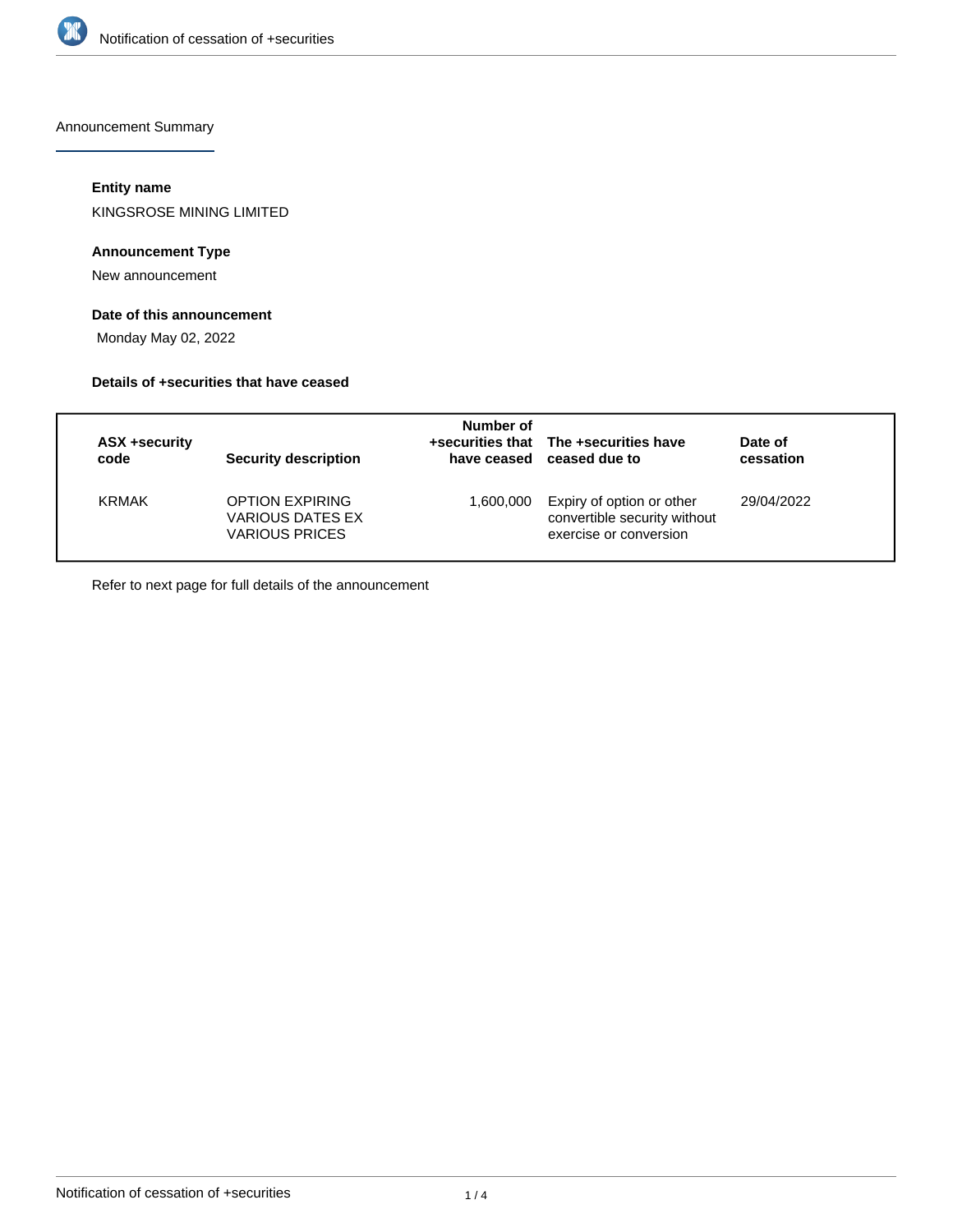Announcement Summary

### Entity name

KINGSROSE MINING LIMITED

### Announcement Type

New announcement

### Date of this announcement

Monday May 02, 2022

### Details of +securities that have ceased

| ASX +security code | Security description | Number of +securities that have ceased | The +securities have ceased due to | Date of cessation |
|---|---|---|---|---|
| KRMAK | OPTION EXPIRING VARIOUS DATES EX VARIOUS PRICES | 1,600,000 | Expiry of option or other convertible security without exercise or conversion | 29/04/2022 |

Refer to next page for full details of the announcement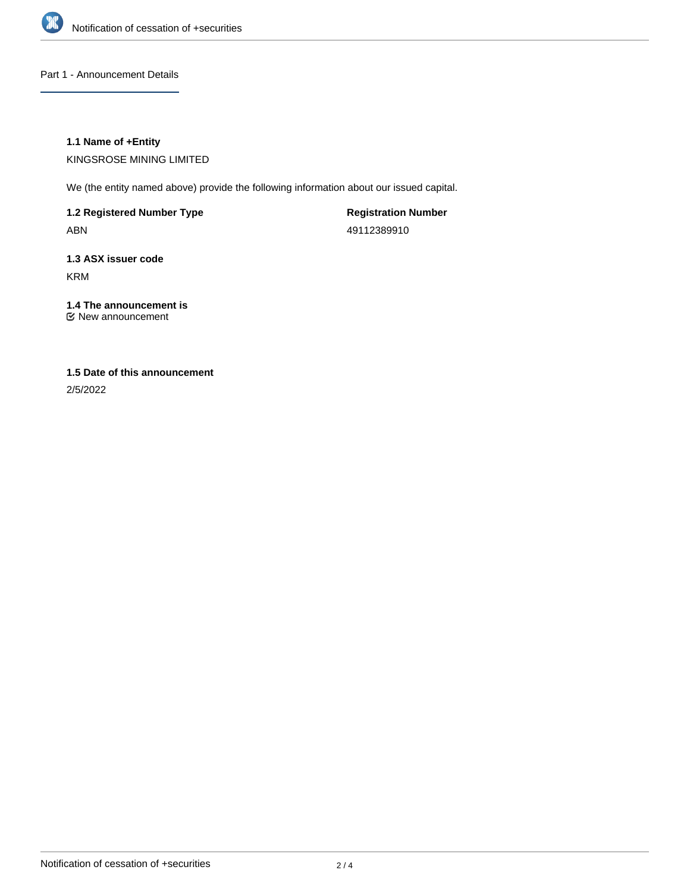## Part 1 - Announcement Details

### 1.1 Name of +Entity

KINGSROSE MINING LIMITED

We (the entity named above) provide the following information about our issued capital.

**1.2 Registered Number Type**

ABN

**Registration Number**

49112389910

### 1.3 ASX issuer code

KRM

### 1.4 The announcement is

New announcement

### 1.5 Date of this announcement

2/5/2022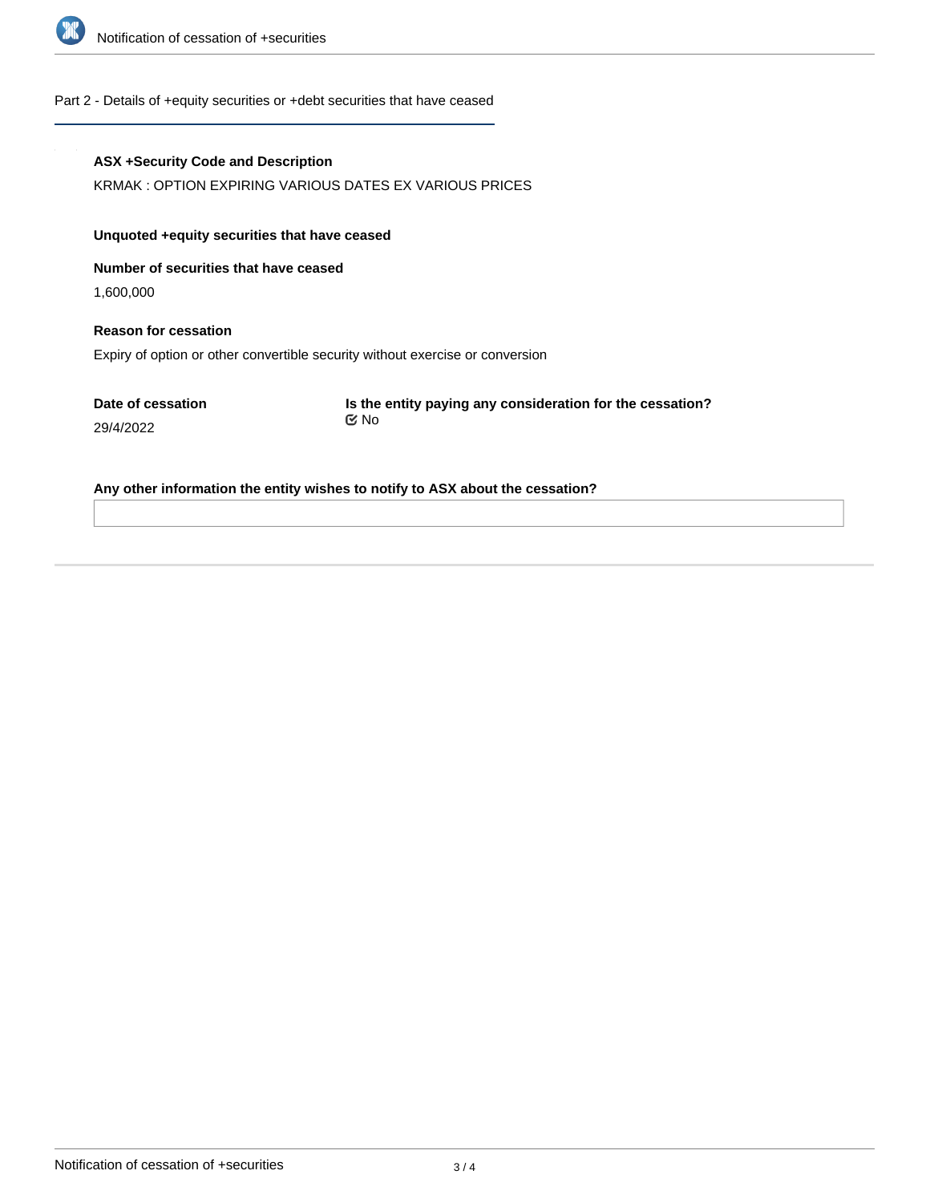## Part 2 - Details of +equity securities or +debt securities that have ceased

**ASX +Security Code and Description**

KRMAK : OPTION EXPIRING VARIOUS DATES EX VARIOUS PRICES

**Unquoted +equity securities that have ceased**

**Number of securities that have ceased**

1,600,000

**Reason for cessation**

Expiry of option or other convertible security without exercise or conversion

**Date of cessation**

29/4/2022

**Is the entity paying any consideration for the cessation?**

No

**Any other information the entity wishes to notify to ASX about the cessation?**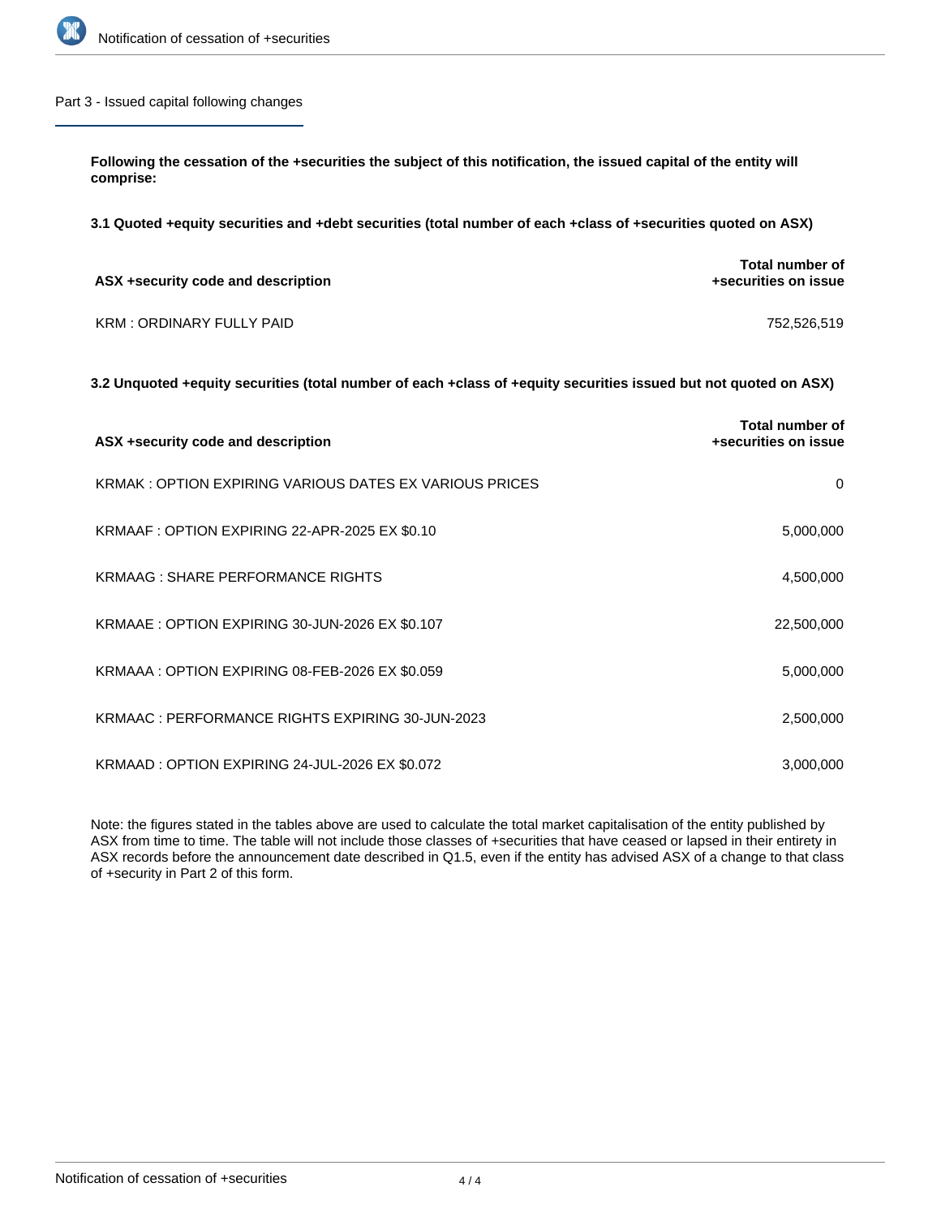## Part 3 - Issued capital following changes

**Following the cessation of the +securities the subject of this notification, the issued capital of the entity will comprise:**

**3.1 Quoted +equity securities and +debt securities (total number of each +class of +securities quoted on ASX)**

| ASX +security code and description | Total number of +securities on issue |
|---|---|
| KRM : ORDINARY FULLY PAID | 752,526,519 |

**3.2 Unquoted +equity securities (total number of each +class of +equity securities issued but not quoted on ASX)**

| ASX +security code and description | Total number of +securities on issue |
|---|---|
| KRMAK : OPTION EXPIRING VARIOUS DATES EX VARIOUS PRICES | 0 |
| KRMAAF : OPTION EXPIRING 22-APR-2025 EX $0.10 | 5,000,000 |
| KRMAAG : SHARE PERFORMANCE RIGHTS | 4,500,000 |
| KRMAAE : OPTION EXPIRING 30-JUN-2026 EX $0.107 | 22,500,000 |
| KRMAAA : OPTION EXPIRING 08-FEB-2026 EX $0.059 | 5,000,000 |
| KRMAAC : PERFORMANCE RIGHTS EXPIRING 30-JUN-2023 | 2,500,000 |
| KRMAAD : OPTION EXPIRING 24-JUL-2026 EX $0.072 | 3,000,000 |

Note: the figures stated in the tables above are used to calculate the total market capitalisation of the entity published by ASX from time to time. The table will not include those classes of +securities that have ceased or lapsed in their entirety in ASX records before the announcement date described in Q1.5, even if the entity has advised ASX of a change to that class of +security in Part 2 of this form.